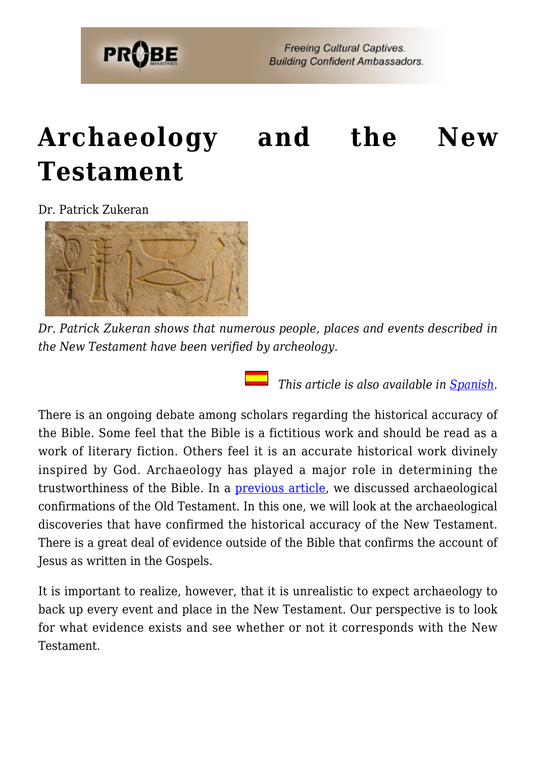# Archaeology and the New Testament

Dr. Patrick Zukeran

*Dr. Patrick Zukeran shows that numerous people, places and events described in the New Testament have been verified by archeology.*

*This article is also available in Spanish.*

There is an ongoing debate among scholars regarding the historical accuracy of the Bible. Some feel that the Bible is a fictitious work and should be read as a work of literary fiction. Others feel it is an accurate historical work divinely inspired by God. Archaeology has played a major role in determining the trustworthiness of the Bible. In a previous article, we discussed archaeological confirmations of the Old Testament. In this one, we will look at the archaeological discoveries that have confirmed the historical accuracy of the New Testament. There is a great deal of evidence outside of the Bible that confirms the account of Jesus as written in the Gospels.

It is important to realize, however, that it is unrealistic to expect archaeology to back up every event and place in the New Testament. Our perspective is to look for what evidence exists and see whether or not it corresponds with the New Testament.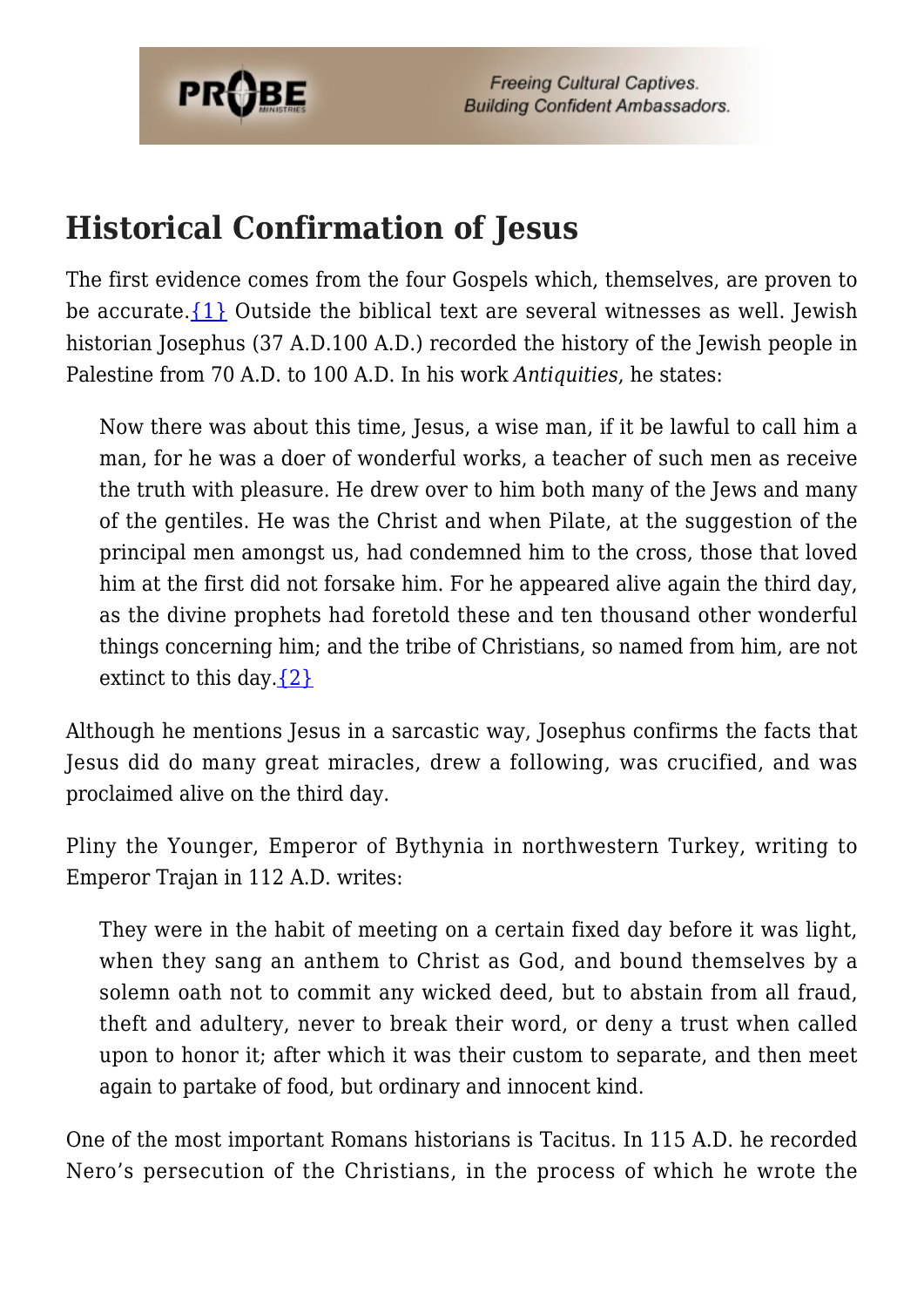## Historical Confirmation of Jesus

The first evidence comes from the four Gospels which, themselves, are proven to be accurate.{1} Outside the biblical text are several witnesses as well. Jewish historian Josephus (37 A.D.100 A.D.) recorded the history of the Jewish people in Palestine from 70 A.D. to 100 A.D. In his work *Antiquities*, he states:

> Now there was about this time, Jesus, a wise man, if it be lawful to call him a man, for he was a doer of wonderful works, a teacher of such men as receive the truth with pleasure. He drew over to him both many of the Jews and many of the gentiles. He was the Christ and when Pilate, at the suggestion of the principal men amongst us, had condemned him to the cross, those that loved him at the first did not forsake him. For he appeared alive again the third day, as the divine prophets had foretold these and ten thousand other wonderful things concerning him; and the tribe of Christians, so named from him, are not extinct to this day.{2}

Although he mentions Jesus in a sarcastic way, Josephus confirms the facts that Jesus did do many great miracles, drew a following, was crucified, and was proclaimed alive on the third day.

Pliny the Younger, Emperor of Bythynia in northwestern Turkey, writing to Emperor Trajan in 112 A.D. writes:

> They were in the habit of meeting on a certain fixed day before it was light, when they sang an anthem to Christ as God, and bound themselves by a solemn oath not to commit any wicked deed, but to abstain from all fraud, theft and adultery, never to break their word, or deny a trust when called upon to honor it; after which it was their custom to separate, and then meet again to partake of food, but ordinary and innocent kind.

One of the most important Romans historians is Tacitus. In 115 A.D. he recorded Nero's persecution of the Christians, in the process of which he wrote the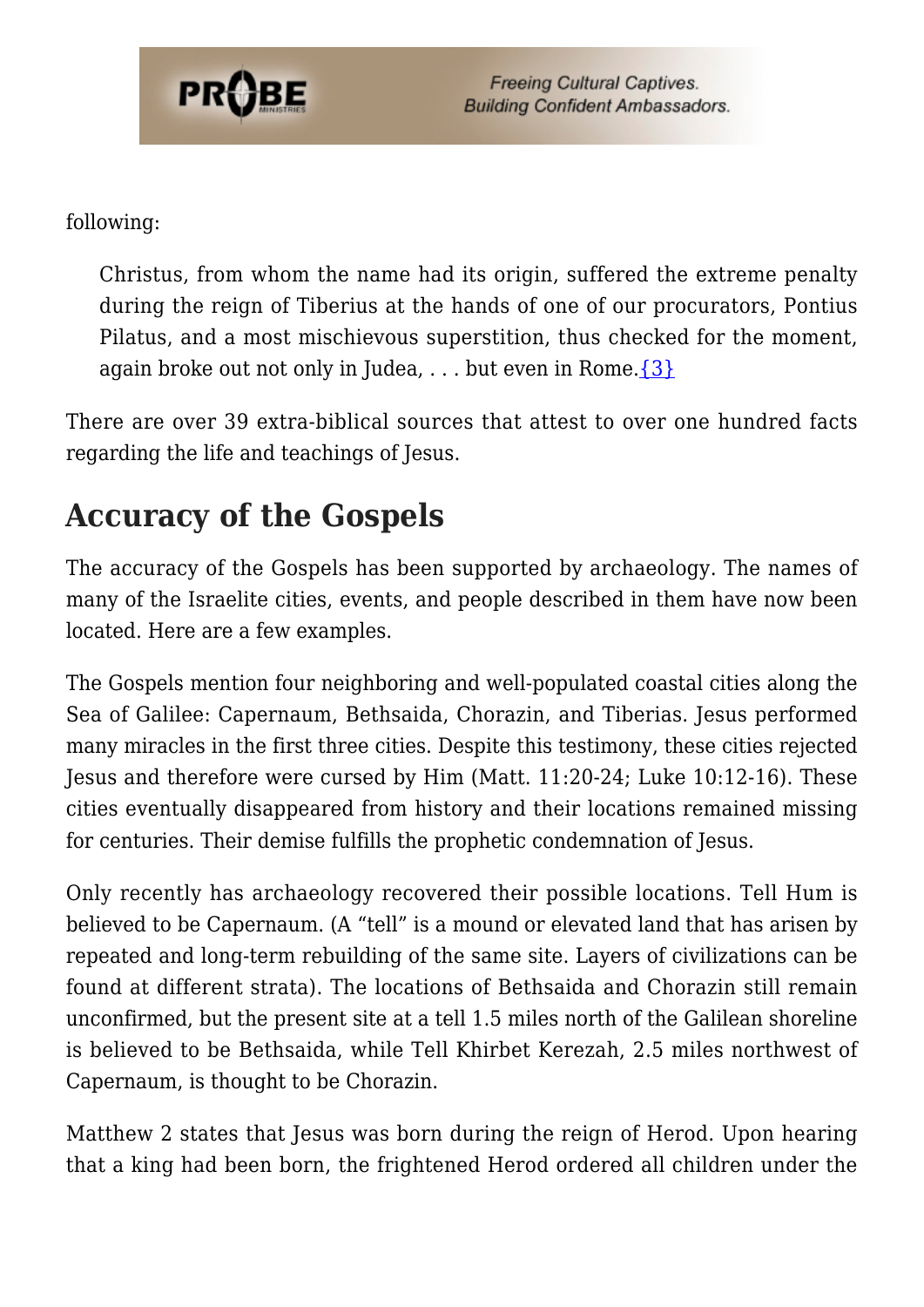following:

> Christus, from whom the name had its origin, suffered the extreme penalty during the reign of Tiberius at the hands of one of our procurators, Pontius Pilatus, and a most mischievous superstition, thus checked for the moment, again broke out not only in Judea, . . . but even in Rome.{3}

There are over 39 extra-biblical sources that attest to over one hundred facts regarding the life and teachings of Jesus.

## Accuracy of the Gospels

The accuracy of the Gospels has been supported by archaeology. The names of many of the Israelite cities, events, and people described in them have now been located. Here are a few examples.

The Gospels mention four neighboring and well-populated coastal cities along the Sea of Galilee: Capernaum, Bethsaida, Chorazin, and Tiberias. Jesus performed many miracles in the first three cities. Despite this testimony, these cities rejected Jesus and therefore were cursed by Him (Matt. 11:20-24; Luke 10:12-16). These cities eventually disappeared from history and their locations remained missing for centuries. Their demise fulfills the prophetic condemnation of Jesus.

Only recently has archaeology recovered their possible locations. Tell Hum is believed to be Capernaum. (A "tell" is a mound or elevated land that has arisen by repeated and long-term rebuilding of the same site. Layers of civilizations can be found at different strata). The locations of Bethsaida and Chorazin still remain unconfirmed, but the present site at a tell 1.5 miles north of the Galilean shoreline is believed to be Bethsaida, while Tell Khirbet Kerezah, 2.5 miles northwest of Capernaum, is thought to be Chorazin.

Matthew 2 states that Jesus was born during the reign of Herod. Upon hearing that a king had been born, the frightened Herod ordered all children under the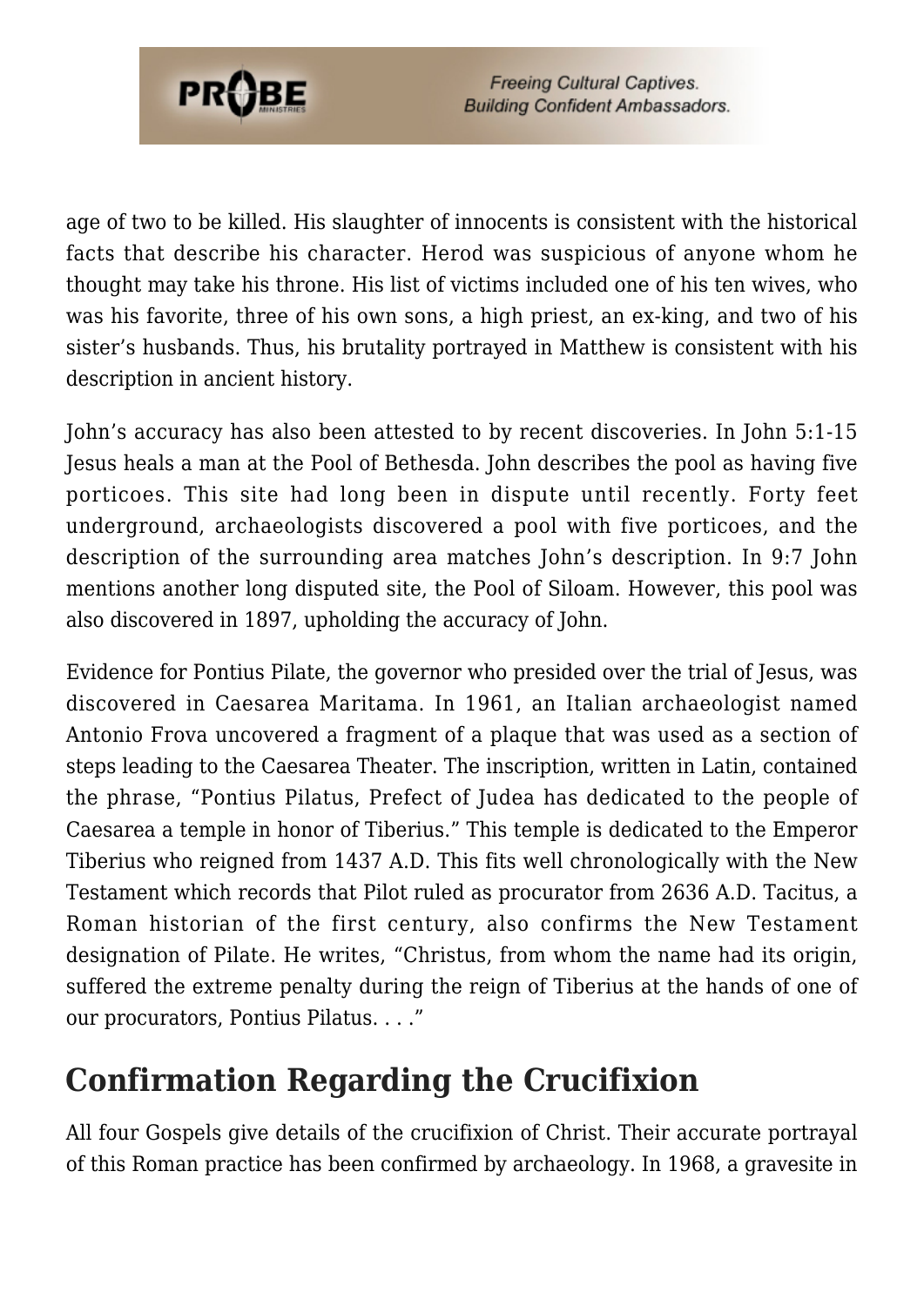age of two to be killed. His slaughter of innocents is consistent with the historical facts that describe his character. Herod was suspicious of anyone whom he thought may take his throne. His list of victims included one of his ten wives, who was his favorite, three of his own sons, a high priest, an ex-king, and two of his sister's husbands. Thus, his brutality portrayed in Matthew is consistent with his description in ancient history.

John's accuracy has also been attested to by recent discoveries. In John 5:1-15 Jesus heals a man at the Pool of Bethesda. John describes the pool as having five porticoes. This site had long been in dispute until recently. Forty feet underground, archaeologists discovered a pool with five porticoes, and the description of the surrounding area matches John's description. In 9:7 John mentions another long disputed site, the Pool of Siloam. However, this pool was also discovered in 1897, upholding the accuracy of John.

Evidence for Pontius Pilate, the governor who presided over the trial of Jesus, was discovered in Caesarea Maritama. In 1961, an Italian archaeologist named Antonio Frova uncovered a fragment of a plaque that was used as a section of steps leading to the Caesarea Theater. The inscription, written in Latin, contained the phrase, "Pontius Pilatus, Prefect of Judea has dedicated to the people of Caesarea a temple in honor of Tiberius." This temple is dedicated to the Emperor Tiberius who reigned from 1437 A.D. This fits well chronologically with the New Testament which records that Pilot ruled as procurator from 2636 A.D. Tacitus, a Roman historian of the first century, also confirms the New Testament designation of Pilate. He writes, "Christus, from whom the name had its origin, suffered the extreme penalty during the reign of Tiberius at the hands of one of our procurators, Pontius Pilatus. . . ."

## Confirmation Regarding the Crucifixion

All four Gospels give details of the crucifixion of Christ. Their accurate portrayal of this Roman practice has been confirmed by archaeology. In 1968, a gravesite in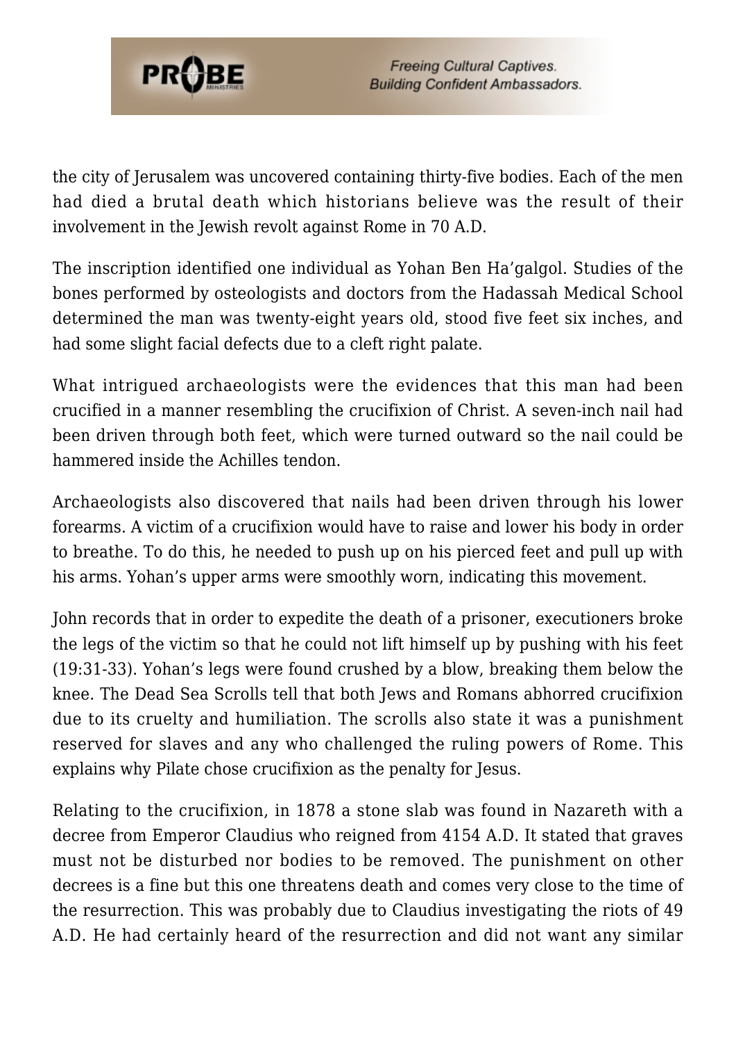the city of Jerusalem was uncovered containing thirty-five bodies. Each of the men had died a brutal death which historians believe was the result of their involvement in the Jewish revolt against Rome in 70 A.D.

The inscription identified one individual as Yohan Ben Ha'galgol. Studies of the bones performed by osteologists and doctors from the Hadassah Medical School determined the man was twenty-eight years old, stood five feet six inches, and had some slight facial defects due to a cleft right palate.

What intrigued archaeologists were the evidences that this man had been crucified in a manner resembling the crucifixion of Christ. A seven-inch nail had been driven through both feet, which were turned outward so the nail could be hammered inside the Achilles tendon.

Archaeologists also discovered that nails had been driven through his lower forearms. A victim of a crucifixion would have to raise and lower his body in order to breathe. To do this, he needed to push up on his pierced feet and pull up with his arms. Yohan's upper arms were smoothly worn, indicating this movement.

John records that in order to expedite the death of a prisoner, executioners broke the legs of the victim so that he could not lift himself up by pushing with his feet (19:31-33). Yohan's legs were found crushed by a blow, breaking them below the knee. The Dead Sea Scrolls tell that both Jews and Romans abhorred crucifixion due to its cruelty and humiliation. The scrolls also state it was a punishment reserved for slaves and any who challenged the ruling powers of Rome. This explains why Pilate chose crucifixion as the penalty for Jesus.

Relating to the crucifixion, in 1878 a stone slab was found in Nazareth with a decree from Emperor Claudius who reigned from 4154 A.D. It stated that graves must not be disturbed nor bodies to be removed. The punishment on other decrees is a fine but this one threatens death and comes very close to the time of the resurrection. This was probably due to Claudius investigating the riots of 49 A.D. He had certainly heard of the resurrection and did not want any similar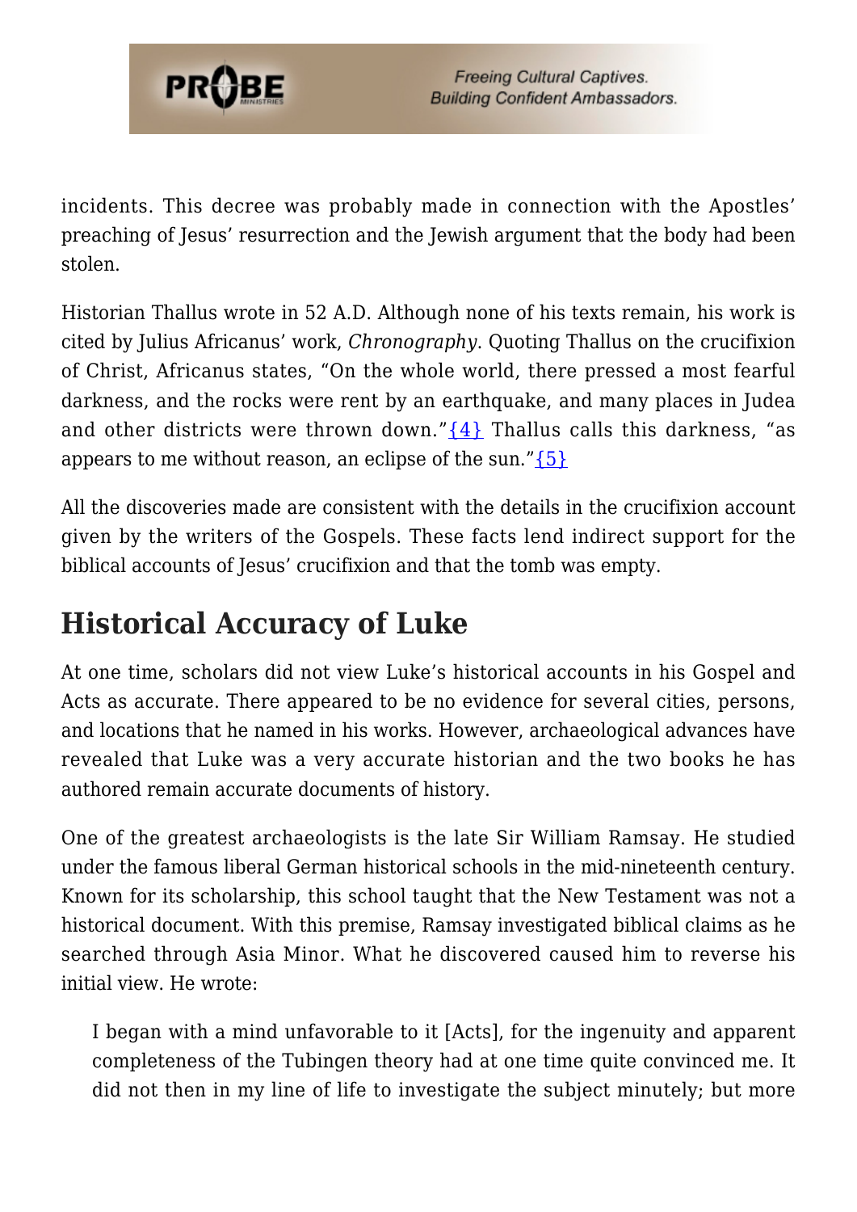incidents. This decree was probably made in connection with the Apostles' preaching of Jesus' resurrection and the Jewish argument that the body had been stolen.

Historian Thallus wrote in 52 A.D. Although none of his texts remain, his work is cited by Julius Africanus' work, *Chronography*. Quoting Thallus on the crucifixion of Christ, Africanus states, "On the whole world, there pressed a most fearful darkness, and the rocks were rent by an earthquake, and many places in Judea and other districts were thrown down."{4} Thallus calls this darkness, "as appears to me without reason, an eclipse of the sun."{5}

All the discoveries made are consistent with the details in the crucifixion account given by the writers of the Gospels. These facts lend indirect support for the biblical accounts of Jesus' crucifixion and that the tomb was empty.

## Historical Accuracy of Luke

At one time, scholars did not view Luke's historical accounts in his Gospel and Acts as accurate. There appeared to be no evidence for several cities, persons, and locations that he named in his works. However, archaeological advances have revealed that Luke was a very accurate historian and the two books he has authored remain accurate documents of history.

One of the greatest archaeologists is the late Sir William Ramsay. He studied under the famous liberal German historical schools in the mid-nineteenth century. Known for its scholarship, this school taught that the New Testament was not a historical document. With this premise, Ramsay investigated biblical claims as he searched through Asia Minor. What he discovered caused him to reverse his initial view. He wrote:

> I began with a mind unfavorable to it [Acts], for the ingenuity and apparent completeness of the Tubingen theory had at one time quite convinced me. It did not then in my line of life to investigate the subject minutely; but more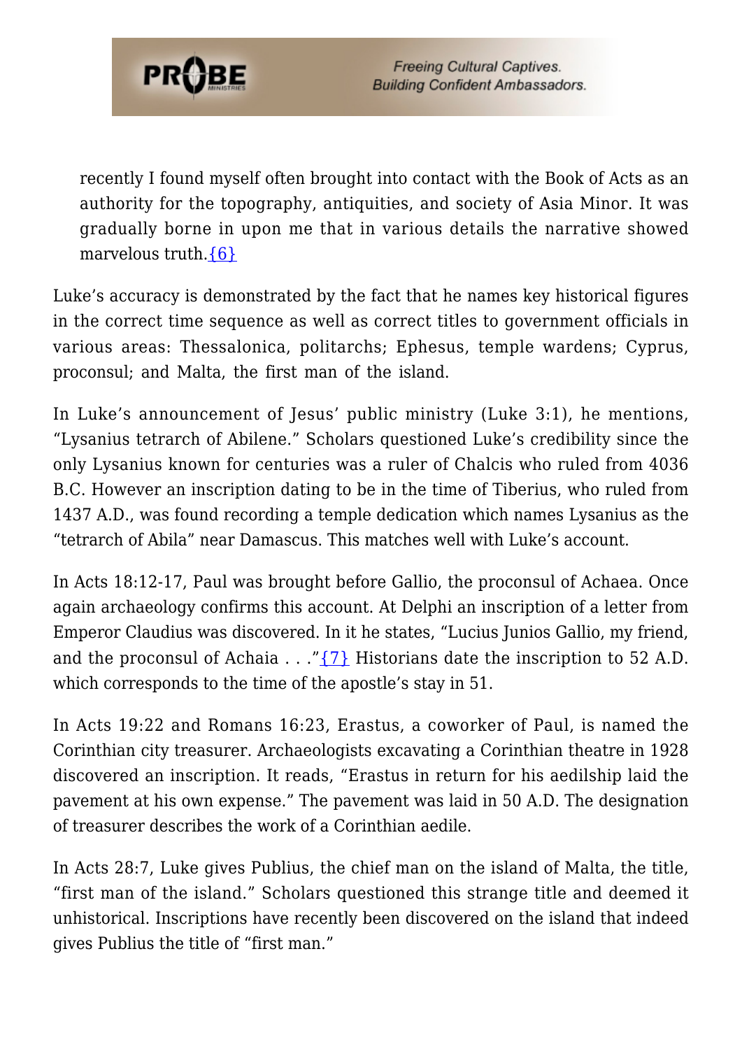> recently I found myself often brought into contact with the Book of Acts as an authority for the topography, antiquities, and society of Asia Minor. It was gradually borne in upon me that in various details the narrative showed marvelous truth.{6}

Luke's accuracy is demonstrated by the fact that he names key historical figures in the correct time sequence as well as correct titles to government officials in various areas: Thessalonica, politarchs; Ephesus, temple wardens; Cyprus, proconsul; and Malta, the first man of the island.

In Luke's announcement of Jesus' public ministry (Luke 3:1), he mentions, "Lysanius tetrarch of Abilene." Scholars questioned Luke's credibility since the only Lysanius known for centuries was a ruler of Chalcis who ruled from 4036 B.C. However an inscription dating to be in the time of Tiberius, who ruled from 1437 A.D., was found recording a temple dedication which names Lysanius as the "tetrarch of Abila" near Damascus. This matches well with Luke's account.

In Acts 18:12-17, Paul was brought before Gallio, the proconsul of Achaea. Once again archaeology confirms this account. At Delphi an inscription of a letter from Emperor Claudius was discovered. In it he states, "Lucius Junios Gallio, my friend, and the proconsul of Achaia . . ."{7} Historians date the inscription to 52 A.D. which corresponds to the time of the apostle's stay in 51.

In Acts 19:22 and Romans 16:23, Erastus, a coworker of Paul, is named the Corinthian city treasurer. Archaeologists excavating a Corinthian theatre in 1928 discovered an inscription. It reads, "Erastus in return for his aedilship laid the pavement at his own expense." The pavement was laid in 50 A.D. The designation of treasurer describes the work of a Corinthian aedile.

In Acts 28:7, Luke gives Publius, the chief man on the island of Malta, the title, "first man of the island." Scholars questioned this strange title and deemed it unhistorical. Inscriptions have recently been discovered on the island that indeed gives Publius the title of "first man."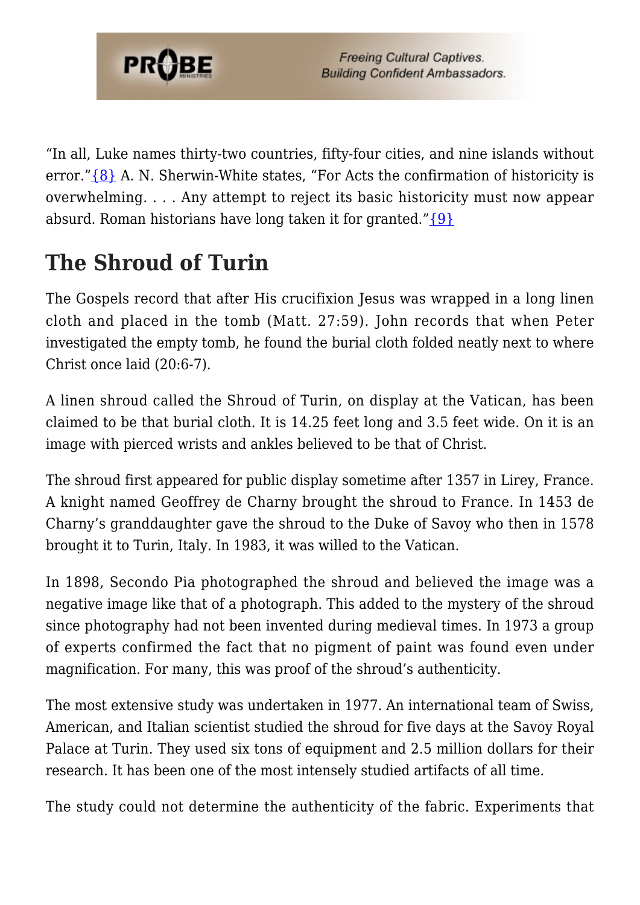"In all, Luke names thirty-two countries, fifty-four cities, and nine islands without error."{8} A. N. Sherwin-White states, "For Acts the confirmation of historicity is overwhelming. . . . Any attempt to reject its basic historicity must now appear absurd. Roman historians have long taken it for granted."{9}

## The Shroud of Turin

The Gospels record that after His crucifixion Jesus was wrapped in a long linen cloth and placed in the tomb (Matt. 27:59). John records that when Peter investigated the empty tomb, he found the burial cloth folded neatly next to where Christ once laid (20:6-7).

A linen shroud called the Shroud of Turin, on display at the Vatican, has been claimed to be that burial cloth. It is 14.25 feet long and 3.5 feet wide. On it is an image with pierced wrists and ankles believed to be that of Christ.

The shroud first appeared for public display sometime after 1357 in Lirey, France. A knight named Geoffrey de Charny brought the shroud to France. In 1453 de Charny's granddaughter gave the shroud to the Duke of Savoy who then in 1578 brought it to Turin, Italy. In 1983, it was willed to the Vatican.

In 1898, Secondo Pia photographed the shroud and believed the image was a negative image like that of a photograph. This added to the mystery of the shroud since photography had not been invented during medieval times. In 1973 a group of experts confirmed the fact that no pigment of paint was found even under magnification. For many, this was proof of the shroud's authenticity.

The most extensive study was undertaken in 1977. An international team of Swiss, American, and Italian scientist studied the shroud for five days at the Savoy Royal Palace at Turin. They used six tons of equipment and 2.5 million dollars for their research. It has been one of the most intensely studied artifacts of all time.

The study could not determine the authenticity of the fabric. Experiments that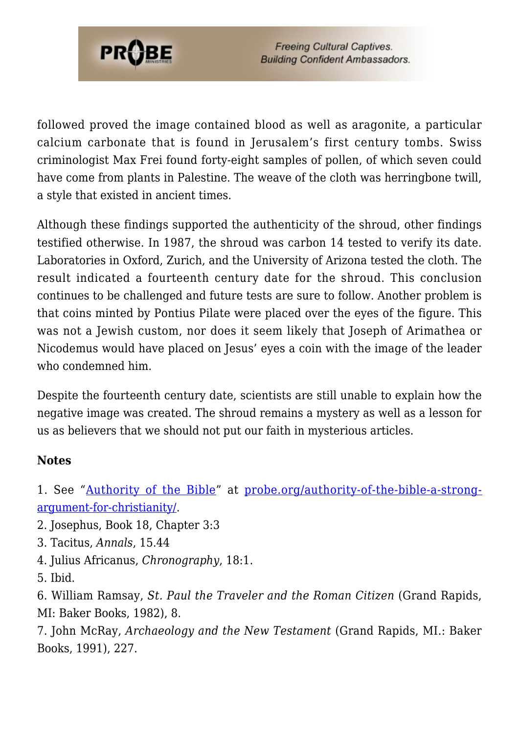followed proved the image contained blood as well as aragonite, a particular calcium carbonate that is found in Jerusalem's first century tombs. Swiss criminologist Max Frei found forty-eight samples of pollen, of which seven could have come from plants in Palestine. The weave of the cloth was herringbone twill, a style that existed in ancient times.

Although these findings supported the authenticity of the shroud, other findings testified otherwise. In 1987, the shroud was carbon 14 tested to verify its date. Laboratories in Oxford, Zurich, and the University of Arizona tested the cloth. The result indicated a fourteenth century date for the shroud. This conclusion continues to be challenged and future tests are sure to follow. Another problem is that coins minted by Pontius Pilate were placed over the eyes of the figure. This was not a Jewish custom, nor does it seem likely that Joseph of Arimathea or Nicodemus would have placed on Jesus' eyes a coin with the image of the leader who condemned him.

Despite the fourteenth century date, scientists are still unable to explain how the negative image was created. The shroud remains a mystery as well as a lesson for us as believers that we should not put our faith in mysterious articles.

**Notes**

1. See "[Authority of the Bible](probe.org/authority-of-the-bible-a-strong-argument-for-christianity/)" at [probe.org/authority-of-the-bible-a-strong-argument-for-christianity/](probe.org/authority-of-the-bible-a-strong-argument-for-christianity/).
2. Josephus, Book 18, Chapter 3:3
3. Tacitus, *Annals*, 15.44
4. Julius Africanus, *Chronography*, 18:1.
5. Ibid.
6. William Ramsay, *St. Paul the Traveler and the Roman Citizen* (Grand Rapids, MI: Baker Books, 1982), 8.
7. John McRay, *Archaeology and the New Testament* (Grand Rapids, MI.: Baker Books, 1991), 227.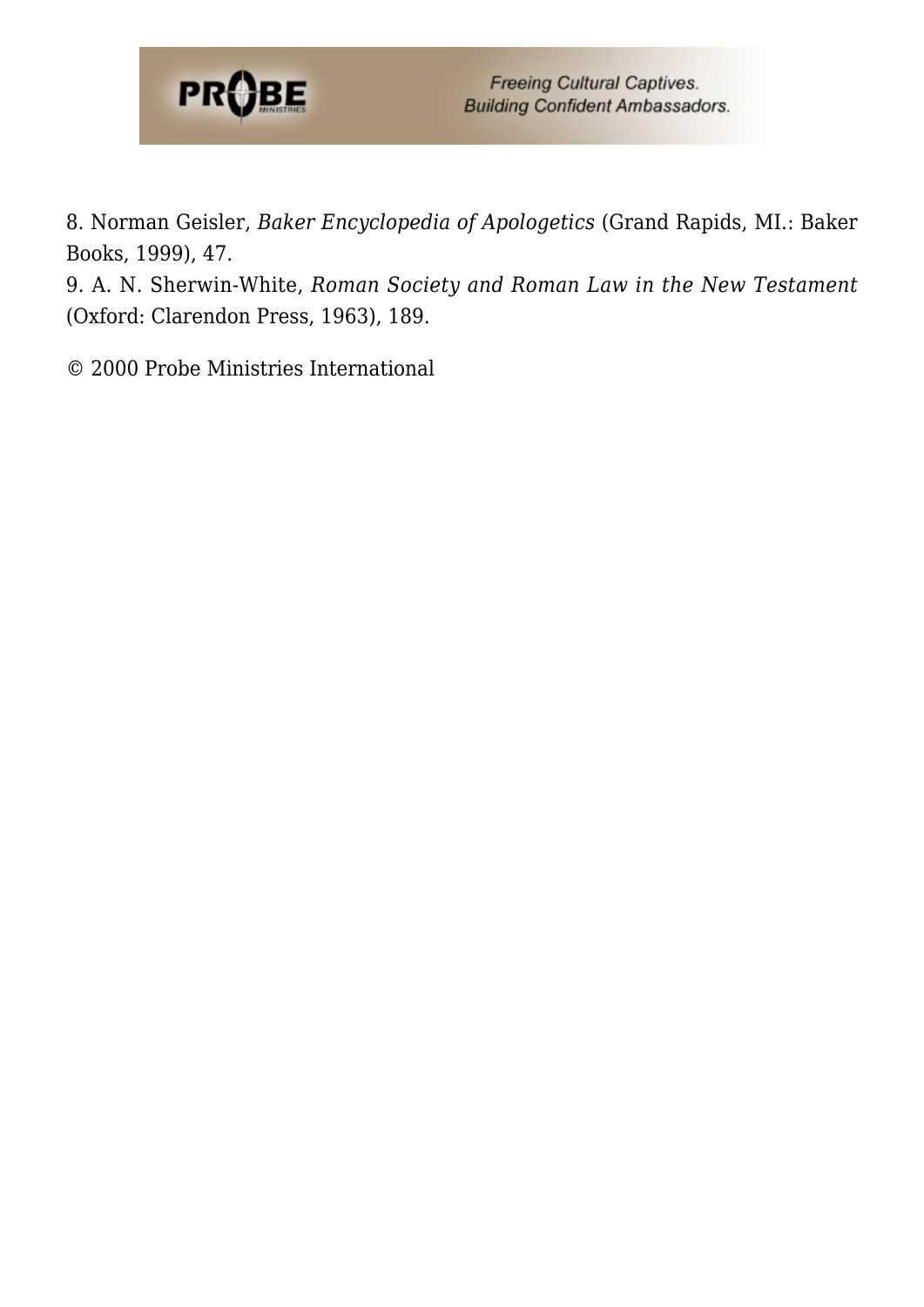8. Norman Geisler, *Baker Encyclopedia of Apologetics* (Grand Rapids, MI.: Baker Books, 1999), 47.
9. A. N. Sherwin-White, *Roman Society and Roman Law in the New Testament* (Oxford: Clarendon Press, 1963), 189.

© 2000 Probe Ministries International